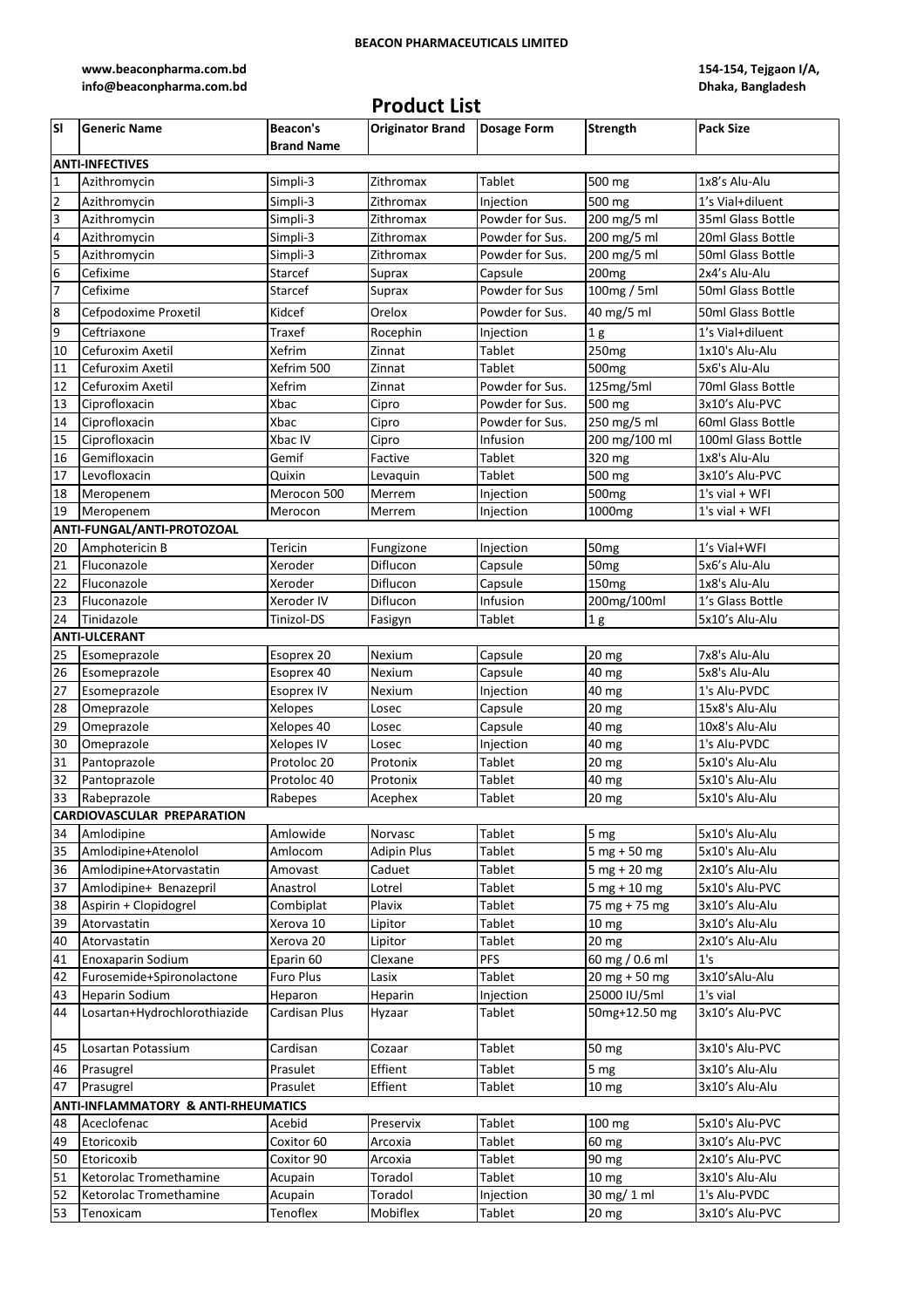**BEACON PHARMACEUTICALS LIMITED**

**www.beaconpharma.com.bd**
**info@beaconpharma.com.bd**

**154-154, Tejgaon I/A,**
**Dhaka, Bangladesh**

# Product List

| Sl | Generic Name | Beacon's Brand Name | Originator Brand | Dosage Form | Strength | Pack Size |
|---|---|---|---|---|---|---|
| **ANTI-INFECTIVES** | | | | | | |
| 1 | Azithromycin | Simpli-3 | Zithromax | Tablet | 500 mg | 1x8's Alu-Alu |
| 2 | Azithromycin | Simpli-3 | Zithromax | Injection | 500 mg | 1's Vial+diluent |
| 3 | Azithromycin | Simpli-3 | Zithromax | Powder for Sus. | 200 mg/5 ml | 35ml Glass Bottle |
| 4 | Azithromycin | Simpli-3 | Zithromax | Powder for Sus. | 200 mg/5 ml | 20ml Glass Bottle |
| 5 | Azithromycin | Simpli-3 | Zithromax | Powder for Sus. | 200 mg/5 ml | 50ml Glass Bottle |
| 6 | Cefixime | Starcef | Suprax | Capsule | 200mg | 2x4's Alu-Alu |
| 7 | Cefixime | Starcef | Suprax | Powder for Sus | 100mg / 5ml | 50ml Glass Bottle |
| 8 | Cefpodoxime Proxetil | Kidcef | Orelox | Powder for Sus. | 40 mg/5 ml | 50ml Glass Bottle |
| 9 | Ceftriaxone | Traxef | Rocephin | Injection | 1 g | 1's Vial+diluent |
| 10 | Cefuroxim Axetil | Xefrim | Zinnat | Tablet | 250mg | 1x10's Alu-Alu |
| 11 | Cefuroxim Axetil | Xefrim 500 | Zinnat | Tablet | 500mg | 5x6's Alu-Alu |
| 12 | Cefuroxim Axetil | Xefrim | Zinnat | Powder for Sus. | 125mg/5ml | 70ml Glass Bottle |
| 13 | Ciprofloxacin | Xbac | Cipro | Powder for Sus. | 500 mg | 3x10's Alu-PVC |
| 14 | Ciprofloxacin | Xbac | Cipro | Powder for Sus. | 250 mg/5 ml | 60ml Glass Bottle |
| 15 | Ciprofloxacin | Xbac IV | Cipro | Infusion | 200 mg/100 ml | 100ml Glass Bottle |
| 16 | Gemifloxacin | Gemif | Factive | Tablet | 320 mg | 1x8's Alu-Alu |
| 17 | Levofloxacin | Quixin | Levaquin | Tablet | 500 mg | 3x10's Alu-PVC |
| 18 | Meropenem | Merocon 500 | Merrem | Injection | 500mg | 1's vial + WFI |
| 19 | Meropenem | Merocon | Merrem | Injection | 1000mg | 1's vial + WFI |
| **ANTI-FUNGAL/ANTI-PROTOZOAL** | | | | | | |
| 20 | Amphotericin B | Tericin | Fungizone | Injection | 50mg | 1's Vial+WFI |
| 21 | Fluconazole | Xeroder | Diflucon | Capsule | 50mg | 5x6's Alu-Alu |
| 22 | Fluconazole | Xeroder | Diflucon | Capsule | 150mg | 1x8's Alu-Alu |
| 23 | Fluconazole | Xeroder IV | Diflucon | Infusion | 200mg/100ml | 1's Glass Bottle |
| 24 | Tinidazole | Tinizol-DS | Fasigyn | Tablet | 1 g | 5x10's Alu-Alu |
| **ANTI-ULCERANT** | | | | | | |
| 25 | Esomeprazole | Esoprex 20 | Nexium | Capsule | 20 mg | 7x8's Alu-Alu |
| 26 | Esomeprazole | Esoprex 40 | Nexium | Capsule | 40 mg | 5x8's Alu-Alu |
| 27 | Esomeprazole | Esoprex IV | Nexium | Injection | 40 mg | 1's Alu-PVDC |
| 28 | Omeprazole | Xelopes | Losec | Capsule | 20 mg | 15x8's Alu-Alu |
| 29 | Omeprazole | Xelopes 40 | Losec | Capsule | 40 mg | 10x8's Alu-Alu |
| 30 | Omeprazole | Xelopes IV | Losec | Injection | 40 mg | 1's Alu-PVDC |
| 31 | Pantoprazole | Protoloc 20 | Protonix | Tablet | 20 mg | 5x10's Alu-Alu |
| 32 | Pantoprazole | Protoloc 40 | Protonix | Tablet | 40 mg | 5x10's Alu-Alu |
| 33 | Rabeprazole | Rabepes | Acephex | Tablet | 20 mg | 5x10's Alu-Alu |
| **CARDIOVASCULAR PREPARATION** | | | | | | |
| 34 | Amlodipine | Amlowide | Norvasc | Tablet | 5 mg | 5x10's Alu-Alu |
| 35 | Amlodipine+Atenolol | Amlocom | Adipin Plus | Tablet | 5 mg + 50 mg | 5x10's Alu-Alu |
| 36 | Amlodipine+Atorvastatin | Amovast | Caduet | Tablet | 5 mg + 20 mg | 2x10's Alu-Alu |
| 37 | Amlodipine+ Benazepril | Anastrol | Lotrel | Tablet | 5 mg + 10 mg | 5x10's Alu-PVC |
| 38 | Aspirin + Clopidogrel | Combiplat | Plavix | Tablet | 75 mg + 75 mg | 3x10's Alu-Alu |
| 39 | Atorvastatin | Xerova 10 | Lipitor | Tablet | 10 mg | 3x10's Alu-Alu |
| 40 | Atorvastatin | Xerova 20 | Lipitor | Tablet | 20 mg | 2x10's Alu-Alu |
| 41 | Enoxaparin Sodium | Eparin 60 | Clexane | PFS | 60 mg / 0.6 ml | 1's |
| 42 | Furosemide+Spironolactone | Furo Plus | Lasix | Tablet | 20 mg + 50 mg | 3x10'sAlu-Alu |
| 43 | Heparin Sodium | Heparon | Heparin | Injection | 25000 IU/5ml | 1's vial |
| 44 | Losartan+Hydrochlorothiazide | Cardisan Plus | Hyzaar | Tablet | 50mg+12.50 mg | 3x10's Alu-PVC |
| 45 | Losartan Potassium | Cardisan | Cozaar | Tablet | 50 mg | 3x10's Alu-PVC |
| 46 | Prasugrel | Prasulet | Effient | Tablet | 5 mg | 3x10's Alu-Alu |
| 47 | Prasugrel | Prasulet | Effient | Tablet | 10 mg | 3x10's Alu-Alu |
| **ANTI-INFLAMMATORY & ANTI-RHEUMATICS** | | | | | | |
| 48 | Aceclofenac | Acebid | Preservix | Tablet | 100 mg | 5x10's Alu-PVC |
| 49 | Etoricoxib | Coxitor 60 | Arcoxia | Tablet | 60 mg | 3x10's Alu-PVC |
| 50 | Etoricoxib | Coxitor 90 | Arcoxia | Tablet | 90 mg | 2x10's Alu-PVC |
| 51 | Ketorolac Tromethamine | Acupain | Toradol | Tablet | 10 mg | 3x10's Alu-Alu |
| 52 | Ketorolac Tromethamine | Acupain | Toradol | Injection | 30 mg/ 1 ml | 1's Alu-PVDC |
| 53 | Tenoxicam | Tenoflex | Mobiflex | Tablet | 20 mg | 3x10's Alu-PVC |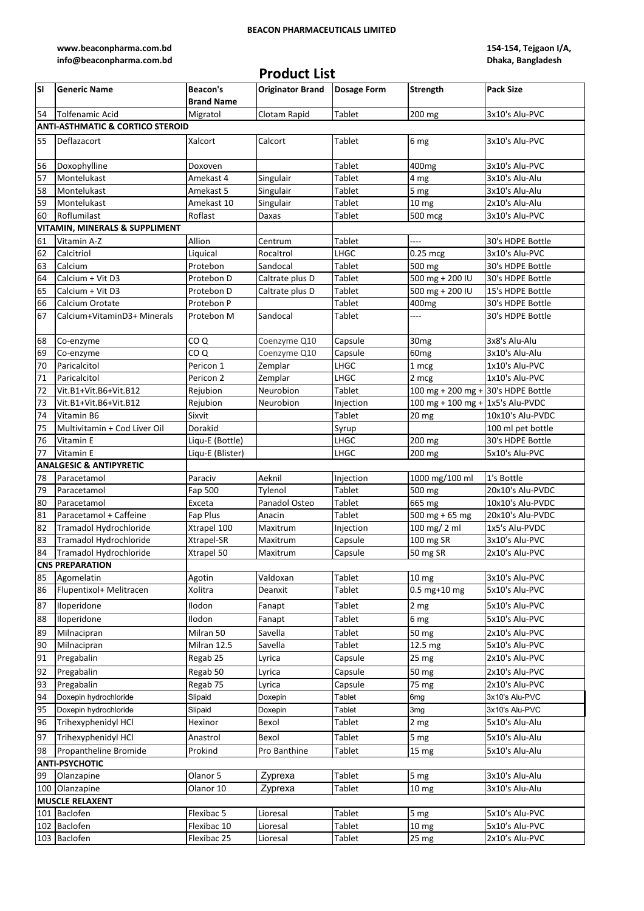**BEACON PHARMACEUTICALS LIMITED**

**www.beaconpharma.com.bd**
**info@beaconpharma.com.bd**

**154-154, Tejgaon I/A,**
**Dhaka, Bangladesh**

# Product List

| Sl | Generic Name | Beacon's Brand Name | Originator Brand | Dosage Form | Strength | Pack Size |
|---|---|---|---|---|---|---|
| 54 | Tolfenamic Acid | Migratol | Clotam Rapid | Tablet | 200 mg | 3x10's Alu-PVC |
| **ANTI-ASTHMATIC & CORTICO STEROID** | | | | | | |
| 55 | Deflazacort | Xalcort | Calcort | Tablet | 6 mg | 3x10's Alu-PVC |
| 56 | Doxophylline | Doxoven | | Tablet | 400mg | 3x10's Alu-PVC |
| 57 | Montelukast | Amekast 4 | Singulair | Tablet | 4 mg | 3x10's Alu-Alu |
| 58 | Montelukast | Amekast 5 | Singulair | Tablet | 5 mg | 3x10's Alu-Alu |
| 59 | Montelukast | Amekast 10 | Singulair | Tablet | 10 mg | 2x10's Alu-Alu |
| 60 | Roflumilast | Roflast | Daxas | Tablet | 500 mcg | 3x10's Alu-PVC |
| **VITAMIN, MINERALS & SUPPLIMENT** | | | | | | |
| 61 | Vitamin A-Z | Allion | Centrum | Tablet | ---- | 30's HDPE Bottle |
| 62 | Calcitriol | Liquical | Rocaltrol | LHGC | 0.25 mcg | 3x10's Alu-PVC |
| 63 | Calcium | Protebon | Sandocal | Tablet | 500 mg | 30's HDPE Bottle |
| 64 | Calcium + Vit D3 | Protebon D | Caltrate plus D | Tablet | 500 mg + 200 IU | 30's HDPE Bottle |
| 65 | Calcium + Vit D3 | Protebon D | Caltrate plus D | Tablet | 500 mg + 200 IU | 15's HDPE Bottle |
| 66 | Calcium Orotate | Protebon P | | Tablet | 400mg | 30's HDPE Bottle |
| 67 | Calcium+VitaminD3+ Minerals | Protebon M | Sandocal | Tablet | ---- | 30's HDPE Bottle |
| 68 | Co-enzyme | CO Q | Coenzyme Q10 | Capsule | 30mg | 3x8's Alu-Alu |
| 69 | Co-enzyme | CO Q | Coenzyme Q10 | Capsule | 60mg | 3x10's Alu-Alu |
| 70 | Paricalcitol | Pericon 1 | Zemplar | LHGC | 1 mcg | 1x10's Alu-PVC |
| 71 | Paricalcitol | Pericon 2 | Zemplar | LHGC | 2 mcg | 1x10's Alu-PVC |
| 72 | Vit.B1+Vit.B6+Vit.B12 | Rejubion | Neurobion | Tablet | 100 mg + 200 mg + | 30's HDPE Bottle |
| 73 | Vit.B1+Vit.B6+Vit.B12 | Rejubion | Neurobion | Injection | 100 mg + 100 mg + | 1x5's Alu-PVDC |
| 74 | Vitamin B6 | Sixvit | | Tablet | 20 mg | 10x10's Alu-PVDC |
| 75 | Multivitamin + Cod Liver Oil | Dorakid | | Syrup | | 100 ml pet bottle |
| 76 | Vitamin E | Liqu-E (Bottle) | | LHGC | 200 mg | 30's HDPE Bottle |
| 77 | Vitamin E | Liqu-E (Blister) | | LHGC | 200 mg | 5x10's Alu-PVC |
| **ANALGESIC & ANTIPYRETIC** | | | | | | |
| 78 | Paracetamol | Paraciv | Aeknil | Injection | 1000 mg/100 ml | 1's Bottle |
| 79 | Paracetamol | Fap 500 | Tylenol | Tablet | 500 mg | 20x10's Alu-PVDC |
| 80 | Paracetamol | Exceta | Panadol Osteo | Tablet | 665 mg | 10x10's Alu-PVDC |
| 81 | Paracetamol + Caffeine | Fap Plus | Anacin | Tablet | 500 mg + 65 mg | 20x10's Alu-PVDC |
| 82 | Tramadol Hydrochloride | Xtrapel 100 | Maxitrum | Injection | 100 mg/ 2 ml | 1x5's Alu-PVDC |
| 83 | Tramadol Hydrochloride | Xtrapel-SR | Maxitrum | Capsule | 100 mg SR | 3x10's Alu-PVC |
| 84 | Tramadol Hydrochloride | Xtrapel 50 | Maxitrum | Capsule | 50 mg SR | 2x10's Alu-PVC |
| **CNS PREPARATION** | | | | | | |
| 85 | Agomelatin | Agotin | Valdoxan | Tablet | 10 mg | 3x10's Alu-PVC |
| 86 | Flupentixol+ Melitracen | Xolitra | Deanxit | Tablet | 0.5 mg+10 mg | 5x10's Alu-PVC |
| 87 | Iloperidone | Ilodon | Fanapt | Tablet | 2 mg | 5x10's Alu-PVC |
| 88 | Iloperidone | Ilodon | Fanapt | Tablet | 6 mg | 5x10's Alu-PVC |
| 89 | Milnacipran | Milran 50 | Savella | Tablet | 50 mg | 2x10's Alu-PVC |
| 90 | Milnacipran | Milran 12.5 | Savella | Tablet | 12.5 mg | 5x10's Alu-PVC |
| 91 | Pregabalin | Regab 25 | Lyrica | Capsule | 25 mg | 2x10's Alu-PVC |
| 92 | Pregabalin | Regab 50 | Lyrica | Capsule | 50 mg | 2x10's Alu-PVC |
| 93 | Pregabalin | Regab 75 | Lyrica | Capsule | 75 mg | 2x10's Alu-PVC |
| 94 | Doxepin hydrochloride | Slipaid | Doxepin | Tablet | 6mg | 3x10's Alu-PVC |
| 95 | Doxepin hydrochloride | Slipaid | Doxepin | Tablet | 3mg | 3x10's Alu-PVC |
| 96 | Trihexyphenidyl HCl | Hexinor | Bexol | Tablet | 2 mg | 5x10's Alu-Alu |
| 97 | Trihexyphenidyl HCl | Anastrol | Bexol | Tablet | 5 mg | 5x10's Alu-Alu |
| 98 | Propantheline Bromide | Prokind | Pro Banthine | Tablet | 15 mg | 5x10's Alu-Alu |
| **ANTI-PSYCHOTIC** | | | | | | |
| 99 | Olanzapine | Olanor 5 | Zyprexa | Tablet | 5 mg | 3x10's Alu-Alu |
| 100 | Olanzapine | Olanor 10 | Zyprexa | Tablet | 10 mg | 3x10's Alu-Alu |
| **MUSCLE RELAXENT** | | | | | | |
| 101 | Baclofen | Flexibac 5 | Lioresal | Tablet | 5 mg | 5x10's Alu-PVC |
| 102 | Baclofen | Flexibac 10 | Lioresal | Tablet | 10 mg | 5x10's Alu-PVC |
| 103 | Baclofen | Flexibac 25 | Lioresal | Tablet | 25 mg | 2x10's Alu-PVC |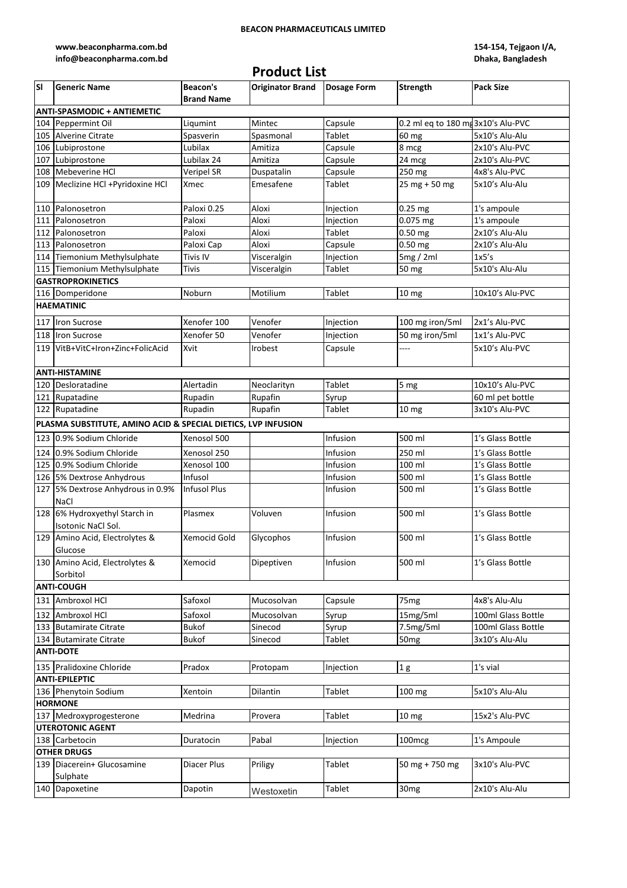**BEACON PHARMACEUTICALS LIMITED**

**www.beaconpharma.com.bd**
**info@beaconpharma.com.bd**

**154-154, Tejgaon I/A,**
**Dhaka, Bangladesh**

# Product List

| Sl | Generic Name | Beacon's Brand Name | Originator Brand | Dosage Form | Strength | Pack Size |
|---|---|---|---|---|---|---|
| **ANTI-SPASMODIC + ANTIEMETIC** | | | | | | |
| 104 | Peppermint Oil | Liqumint | Mintec | Capsule | 0.2 ml eq to 180 mg | 3x10's Alu-PVC |
| 105 | Alverine Citrate | Spasverin | Spasmonal | Tablet | 60 mg | 5x10's Alu-Alu |
| 106 | Lubiprostone | Lubilax | Amitiza | Capsule | 8 mcg | 2x10's Alu-PVC |
| 107 | Lubiprostone | Lubilax 24 | Amitiza | Capsule | 24 mcg | 2x10's Alu-PVC |
| 108 | Mebeverine HCl | Veripel SR | Duspatalin | Capsule | 250 mg | 4x8's Alu-PVC |
| 109 | Meclizine HCl +Pyridoxine HCl | Xmec | Emesafene | Tablet | 25 mg + 50 mg | 5x10's Alu-Alu |
| 110 | Palonosetron | Paloxi 0.25 | Aloxi | Injection | 0.25 mg | 1's ampoule |
| 111 | Palonosetron | Paloxi | Aloxi | Injection | 0.075 mg | 1's ampoule |
| 112 | Palonosetron | Paloxi | Aloxi | Tablet | 0.50 mg | 2x10's Alu-Alu |
| 113 | Palonosetron | Paloxi Cap | Aloxi | Capsule | 0.50 mg | 2x10's Alu-Alu |
| 114 | Tiemonium Methylsulphate | Tivis IV | Visceralgin | Injection | 5mg / 2ml | 1x5's |
| 115 | Tiemonium Methylsulphate | Tivis | Visceralgin | Tablet | 50 mg | 5x10's Alu-Alu |
| **GASTROPROKINETICS** | | | | | | |
| 116 | Domperidone | Noburn | Motilium | Tablet | 10 mg | 10x10's Alu-PVC |
| **HAEMATINIC** | | | | | | |
| 117 | Iron Sucrose | Xenofer 100 | Venofer | Injection | 100 mg iron/5ml | 2x1's Alu-PVC |
| 118 | Iron Sucrose | Xenofer 50 | Venofer | Injection | 50 mg iron/5ml | 1x1's Alu-PVC |
| 119 | VitB+VitC+Iron+Zinc+FolicAcid | Xvit | Irobest | Capsule | ---- | 5x10's Alu-PVC |
| **ANTI-HISTAMINE** | | | | | | |
| 120 | Desloratadine | Alertadin | Neoclarityn | Tablet | 5 mg | 10x10's Alu-PVC |
| 121 | Rupatadine | Rupadin | Rupafin | Syrup | | 60 ml pet bottle |
| 122 | Rupatadine | Rupadin | Rupafin | Tablet | 10 mg | 3x10's Alu-PVC |
| **PLASMA SUBSTITUTE, AMINO ACID & SPECIAL DIETICS, LVP INFUSION** | | | | | | |
| 123 | 0.9% Sodium Chloride | Xenosol 500 | | Infusion | 500 ml | 1's Glass Bottle |
| 124 | 0.9% Sodium Chloride | Xenosol 250 | | Infusion | 250 ml | 1's Glass Bottle |
| 125 | 0.9% Sodium Chloride | Xenosol 100 | | Infusion | 100 ml | 1's Glass Bottle |
| 126 | 5% Dextrose Anhydrous | Infusol | | Infusion | 500 ml | 1's Glass Bottle |
| 127 | 5% Dextrose Anhydrous in 0.9% NaCl | Infusol Plus | | Infusion | 500 ml | 1's Glass Bottle |
| 128 | 6% Hydroxyethyl Starch in Isotonic NaCl Sol. | Plasmex | Voluven | Infusion | 500 ml | 1's Glass Bottle |
| 129 | Amino Acid, Electrolytes & Glucose | Xemocid Gold | Glycophos | Infusion | 500 ml | 1's Glass Bottle |
| 130 | Amino Acid, Electrolytes & Sorbitol | Xemocid | Dipeptiven | Infusion | 500 ml | 1's Glass Bottle |
| **ANTI-COUGH** | | | | | | |
| 131 | Ambroxol HCl | Safoxol | Mucosolvan | Capsule | 75mg | 4x8's Alu-Alu |
| 132 | Ambroxol HCl | Safoxol | Mucosolvan | Syrup | 15mg/5ml | 100ml Glass Bottle |
| 133 | Butamirate Citrate | Bukof | Sinecod | Syrup | 7.5mg/5ml | 100ml Glass Bottle |
| 134 | Butamirate Citrate | Bukof | Sinecod | Tablet | 50mg | 3x10's Alu-Alu |
| **ANTI-DOTE** | | | | | | |
| 135 | Pralidoxine Chloride | Pradox | Protopam | Injection | 1 g | 1's vial |
| **ANTI-EPILEPTIC** | | | | | | |
| 136 | Phenytoin Sodium | Xentoin | Dilantin | Tablet | 100 mg | 5x10's Alu-Alu |
| **HORMONE** | | | | | | |
| 137 | Medroxyprogesterone | Medrina | Provera | Tablet | 10 mg | 15x2's Alu-PVC |
| **UTEROTONIC AGENT** | | | | | | |
| 138 | Carbetocin | Duratocin | Pabal | Injection | 100mcg | 1's Ampoule |
| **OTHER DRUGS** | | | | | | |
| 139 | Diacerein+ Glucosamine Sulphate | Diacer Plus | Priligy | Tablet | 50 mg + 750 mg | 3x10's Alu-PVC |
| 140 | Dapoxetine | Dapotin | Westoxetin | Tablet | 30mg | 2x10's Alu-Alu |